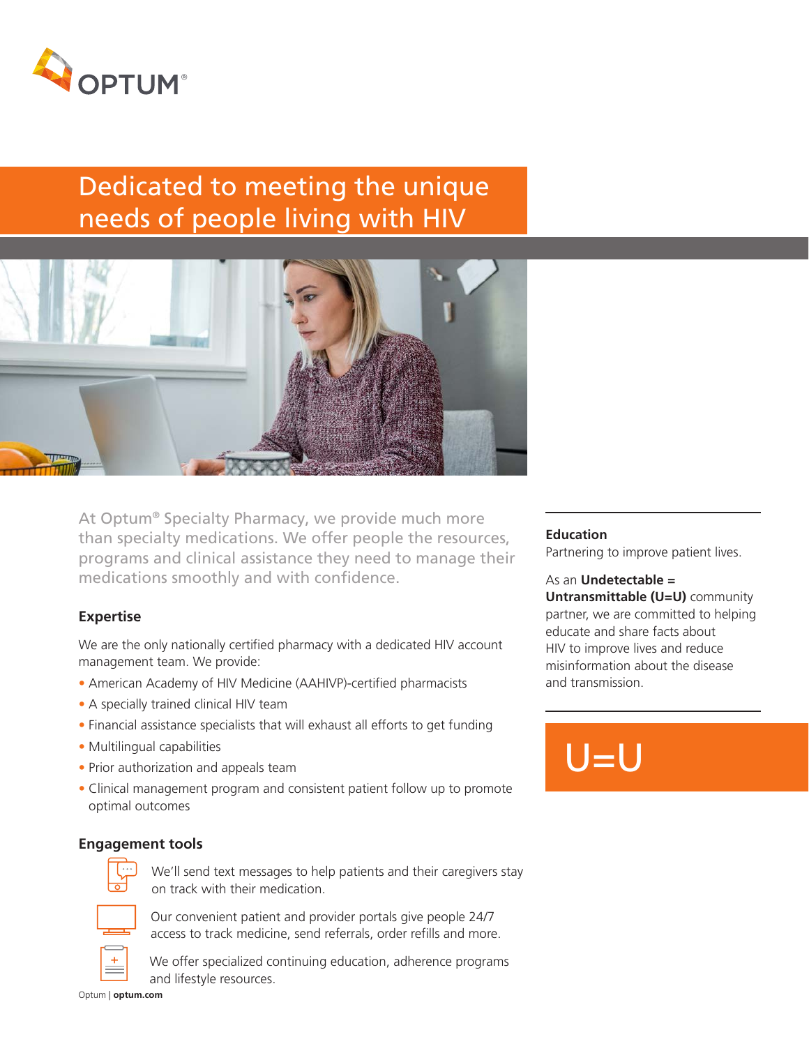OPTUM®

# Dedicated to meeting the unique needs of people living with HIV

At Optum® Specialty Pharmacy, we provide much more than specialty medications. We offer people the resources, programs and clinical assistance they need to manage their medications smoothly and with confidence.

## Expertise

We are the only nationally certified pharmacy with a dedicated HIV account management team. We provide:

- American Academy of HIV Medicine (AAHIVP)-certified pharmacists
- A specially trained clinical HIV team
- Financial assistance specialists that will exhaust all efforts to get funding
- Multilingual capabilities
- Prior authorization and appeals team
- Clinical management program and consistent patient follow up to promote optimal outcomes

## Engagement tools

We'll send text messages to help patients and their caregivers stay on track with their medication.

Our convenient patient and provider portals give people 24/7 access to track medicine, send referrals, order refills and more.

We offer specialized continuing education, adherence programs and lifestyle resources.

## Education

Partnering to improve patient lives.

As an **Undetectable = Untransmittable (U=U)** community partner, we are committed to helping educate and share facts about HIV to improve lives and reduce misinformation about the disease and transmission.

U=U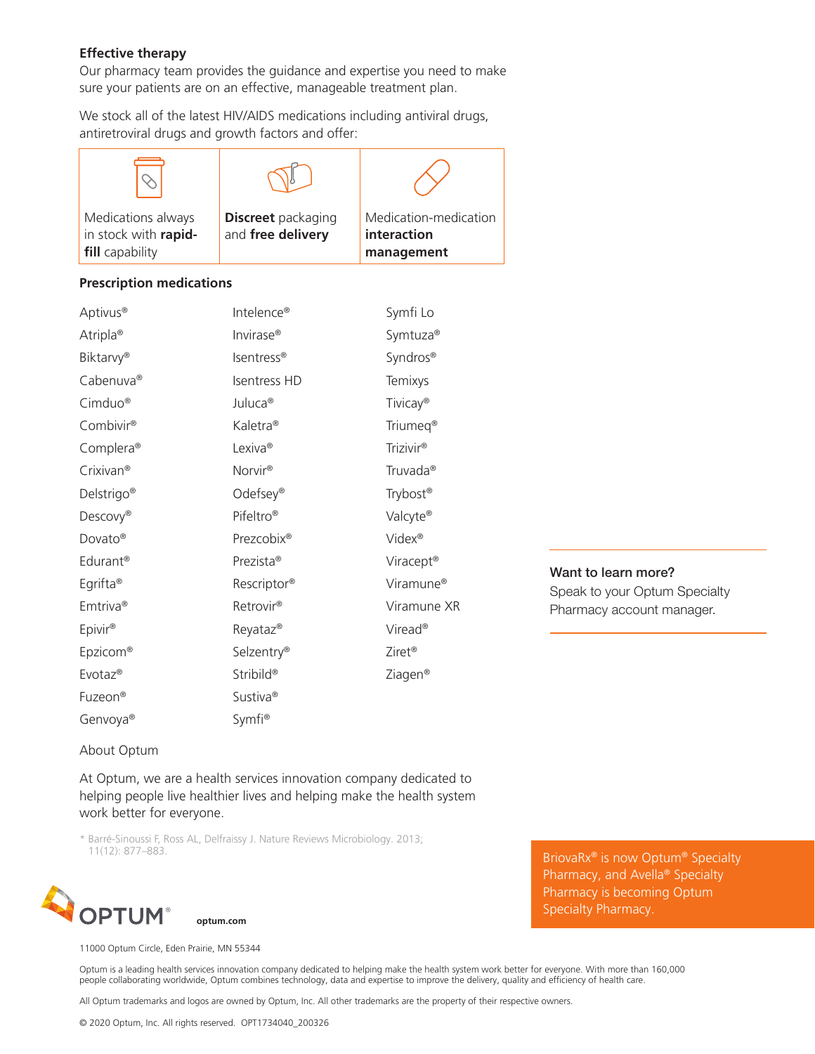### Effective therapy

Our pharmacy team provides the guidance and expertise you need to make sure your patients are on an effective, manageable treatment plan.

We stock all of the latest HIV/AIDS medications including antiviral drugs, antiretroviral drugs and growth factors and offer:

| | | |
|---|---|---|
| Medications always in stock with **rapid-fill** capability | **Discreet** packaging and **free delivery** | Medication-medication **interaction management** |

### Prescription medications

- Aptivus®
- Atripla®
- Biktarvy®
- Cabenuva®
- Cimduo®
- Combivir®
- Complera®
- Crixivan®
- Delstrigo®
- Descovy®
- Dovato®
- Edurant®
- Egrifta®
- Emtriva®
- Epivir®
- Epzicom®
- Evotaz®
- Fuzeon®
- Genvoya®
- Intelence®
- Invirase®
- Isentress®
- Isentress HD
- Juluca®
- Kaletra®
- Lexiva®
- Norvir®
- Odefsey®
- Pifeltro®
- Prezcobix®
- Prezista®
- Rescriptor®
- Retrovir®
- Reyataz®
- Selzentry®
- Stribild®
- Sustiva®
- Symfi®
- Symfi Lo
- Symtuza®
- Syndros®
- Temixys
- Tivicay®
- Triumeq®
- Trizivir®
- Truvada®
- Trybost®
- Valcyte®
- Videx®
- Viracept®
- Viramune®
- Viramune XR
- Viread®
- Ziret®
- Ziagen®

**Want to learn more?**
Speak to your Optum Specialty Pharmacy account manager.

About Optum

At Optum, we are a health services innovation company dedicated to helping people live healthier lives and helping make the health system work better for everyone.

\* Barré-Sinoussi F, Ross AL, Delfraissy J. Nature Reviews Microbiology. 2013; 11(12): 877–883.

BriovaRx® is now Optum® Specialty Pharmacy, and Avella® Specialty Pharmacy is becoming Optum Specialty Pharmacy.

OPTUM® optum.com

11000 Optum Circle, Eden Prairie, MN 55344

Optum is a leading health services innovation company dedicated to helping make the health system work better for everyone. With more than 160,000 people collaborating worldwide, Optum combines technology, data and expertise to improve the delivery, quality and efficiency of health care.

All Optum trademarks and logos are owned by Optum, Inc. All other trademarks are the property of their respective owners.

© 2020 Optum, Inc. All rights reserved. OPT1734040_200326